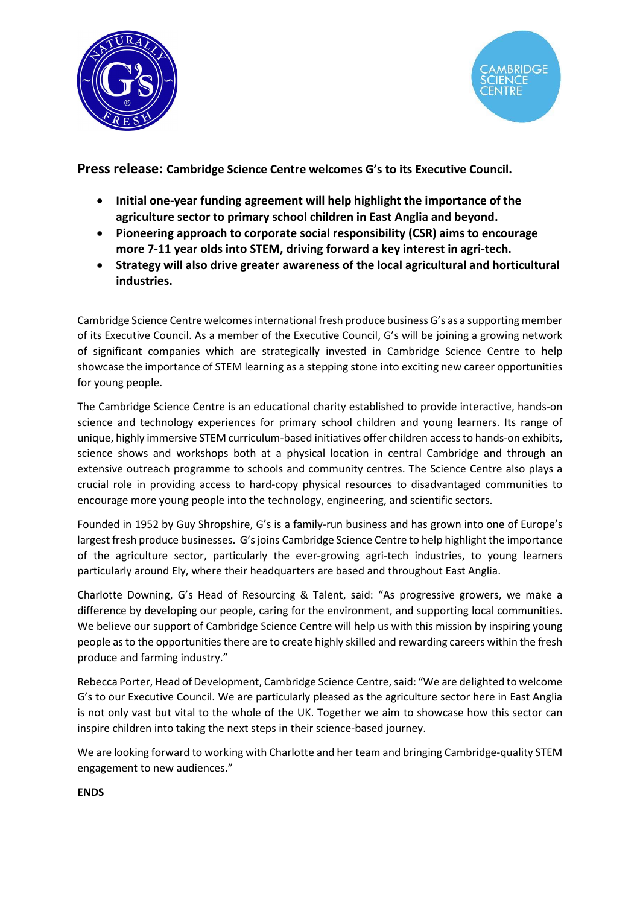**Press release: Cambridge Science Centre welcomes G's to its Executive Council.**

- **Initial one-year funding agreement will help highlight the importance of the agriculture sector to primary school children in East Anglia and beyond.**
- **Pioneering approach to corporate social responsibility (CSR) aims to encourage more 7-11 year olds into STEM, driving forward a key interest in agri-tech.**
- **Strategy will also drive greater awareness of the local agricultural and horticultural industries.**

Cambridge Science Centre welcomes international fresh produce business G's as a supporting member of its Executive Council. As a member of the Executive Council, G's will be joining a growing network of significant companies which are strategically invested in Cambridge Science Centre to help showcase the importance of STEM learning as a stepping stone into exciting new career opportunities for young people.

The Cambridge Science Centre is an educational charity established to provide interactive, hands-on science and technology experiences for primary school children and young learners. Its range of unique, highly immersive STEM curriculum-based initiatives offer children access to hands-on exhibits, science shows and workshops both at a physical location in central Cambridge and through an extensive outreach programme to schools and community centres. The Science Centre also plays a crucial role in providing access to hard-copy physical resources to disadvantaged communities to encourage more young people into the technology, engineering, and scientific sectors.

Founded in 1952 by Guy Shropshire, G's is a family-run business and has grown into one of Europe's largest fresh produce businesses. G's joins Cambridge Science Centre to help highlight the importance of the agriculture sector, particularly the ever-growing agri-tech industries, to young learners particularly around Ely, where their headquarters are based and throughout East Anglia.

Charlotte Downing, G's Head of Resourcing & Talent, said: "As progressive growers, we make a difference by developing our people, caring for the environment, and supporting local communities. We believe our support of Cambridge Science Centre will help us with this mission by inspiring young people as to the opportunities there are to create highly skilled and rewarding careers within the fresh produce and farming industry."

Rebecca Porter, Head of Development, Cambridge Science Centre, said: "We are delighted to welcome G's to our Executive Council. We are particularly pleased as the agriculture sector here in East Anglia is not only vast but vital to the whole of the UK. Together we aim to showcase how this sector can inspire children into taking the next steps in their science-based journey.

We are looking forward to working with Charlotte and her team and bringing Cambridge-quality STEM engagement to new audiences."

**ENDS**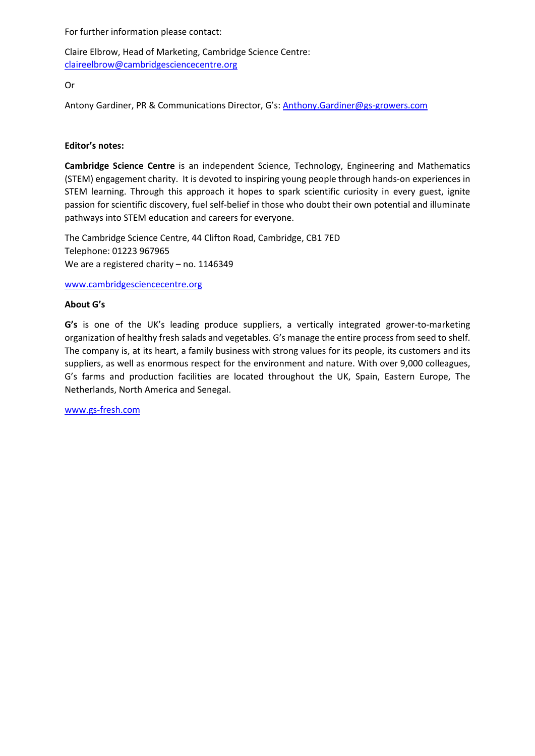For further information please contact:

Claire Elbrow, Head of Marketing, Cambridge Science Centre:
claireelbrow@cambridgesciencecentre.org

Or

Antony Gardiner, PR & Communications Director, G's: Anthony.Gardiner@gs-growers.com

**Editor's notes:**

**Cambridge Science Centre** is an independent Science, Technology, Engineering and Mathematics (STEM) engagement charity. It is devoted to inspiring young people through hands-on experiences in STEM learning. Through this approach it hopes to spark scientific curiosity in every guest, ignite passion for scientific discovery, fuel self-belief in those who doubt their own potential and illuminate pathways into STEM education and careers for everyone.

The Cambridge Science Centre, 44 Clifton Road, Cambridge, CB1 7ED
Telephone: 01223 967965
We are a registered charity – no. 1146349

www.cambridgesciencecentre.org

**About G's**

**G's** is one of the UK's leading produce suppliers, a vertically integrated grower-to-marketing organization of healthy fresh salads and vegetables. G's manage the entire process from seed to shelf. The company is, at its heart, a family business with strong values for its people, its customers and its suppliers, as well as enormous respect for the environment and nature. With over 9,000 colleagues, G's farms and production facilities are located throughout the UK, Spain, Eastern Europe, The Netherlands, North America and Senegal.

www.gs-fresh.com